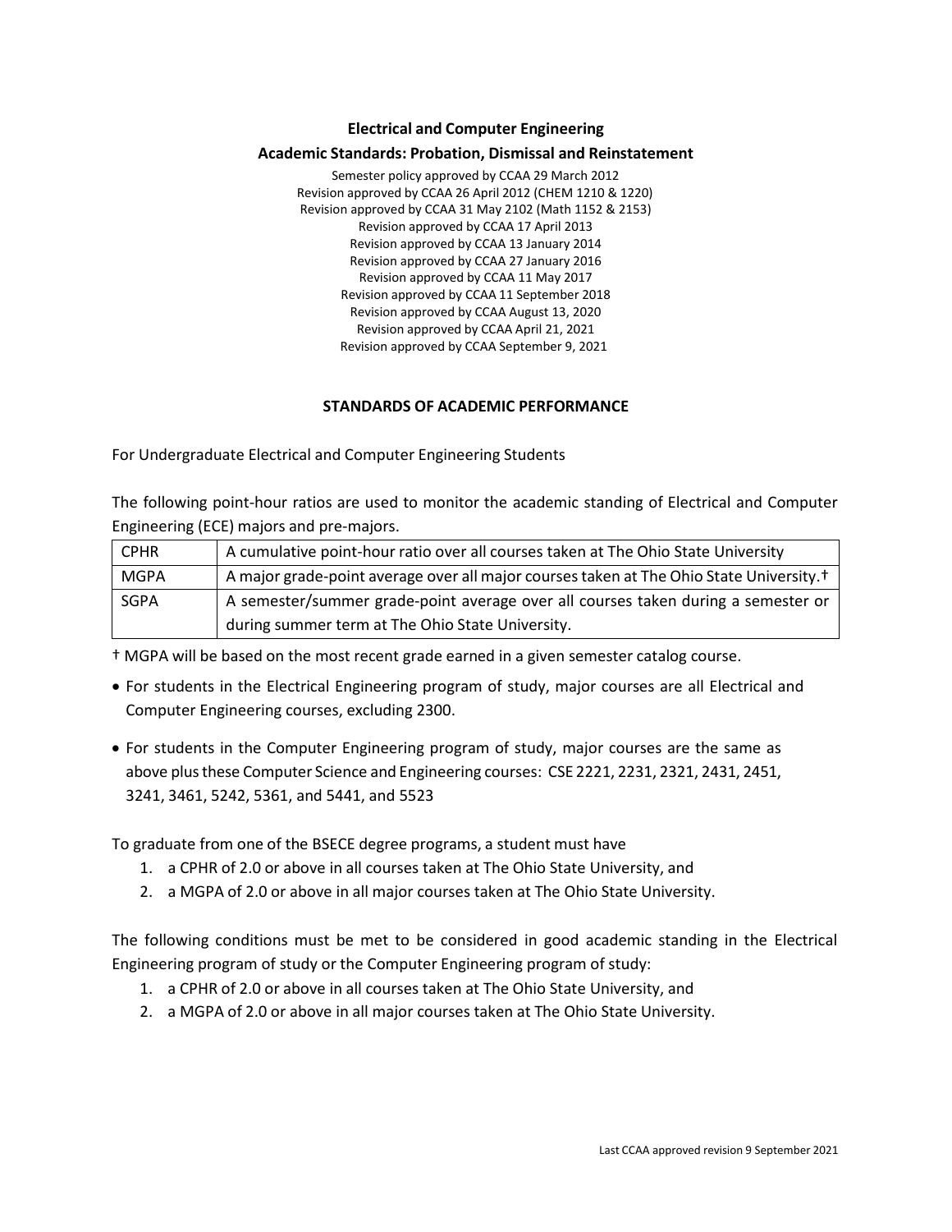## Electrical and Computer Engineering

## Academic Standards: Probation, Dismissal and Reinstatement

Semester policy approved by CCAA 29 March 2012
Revision approved by CCAA 26 April 2012 (CHEM 1210 & 1220)
Revision approved by CCAA 31 May 2102 (Math 1152 & 2153)
Revision approved by CCAA 17 April 2013
Revision approved by CCAA 13 January 2014
Revision approved by CCAA 27 January 2016
Revision approved by CCAA 11 May 2017
Revision approved by CCAA 11 September 2018
Revision approved by CCAA August 13, 2020
Revision approved by CCAA April 21, 2021
Revision approved by CCAA September 9, 2021

### STANDARDS OF ACADEMIC PERFORMANCE

For Undergraduate Electrical and Computer Engineering Students

The following point-hour ratios are used to monitor the academic standing of Electrical and Computer Engineering (ECE) majors and pre-majors.

| | |
|---|---|
| CPHR | A cumulative point-hour ratio over all courses taken at The Ohio State University |
| MGPA | A major grade-point average over all major courses taken at The Ohio State University.† |
| SGPA | A semester/summer grade-point average over all courses taken during a semester or during summer term at The Ohio State University. |

† MGPA will be based on the most recent grade earned in a given semester catalog course.

- For students in the Electrical Engineering program of study, major courses are all Electrical and Computer Engineering courses, excluding 2300.
- For students in the Computer Engineering program of study, major courses are the same as above plus these Computer Science and Engineering courses: CSE 2221, 2231, 2321, 2431, 2451, 3241, 3461, 5242, 5361, and 5441, and 5523

To graduate from one of the BSECE degree programs, a student must have

1. a CPHR of 2.0 or above in all courses taken at The Ohio State University, and
2. a MGPA of 2.0 or above in all major courses taken at The Ohio State University.

The following conditions must be met to be considered in good academic standing in the Electrical Engineering program of study or the Computer Engineering program of study:

1. a CPHR of 2.0 or above in all courses taken at The Ohio State University, and
2. a MGPA of 2.0 or above in all major courses taken at The Ohio State University.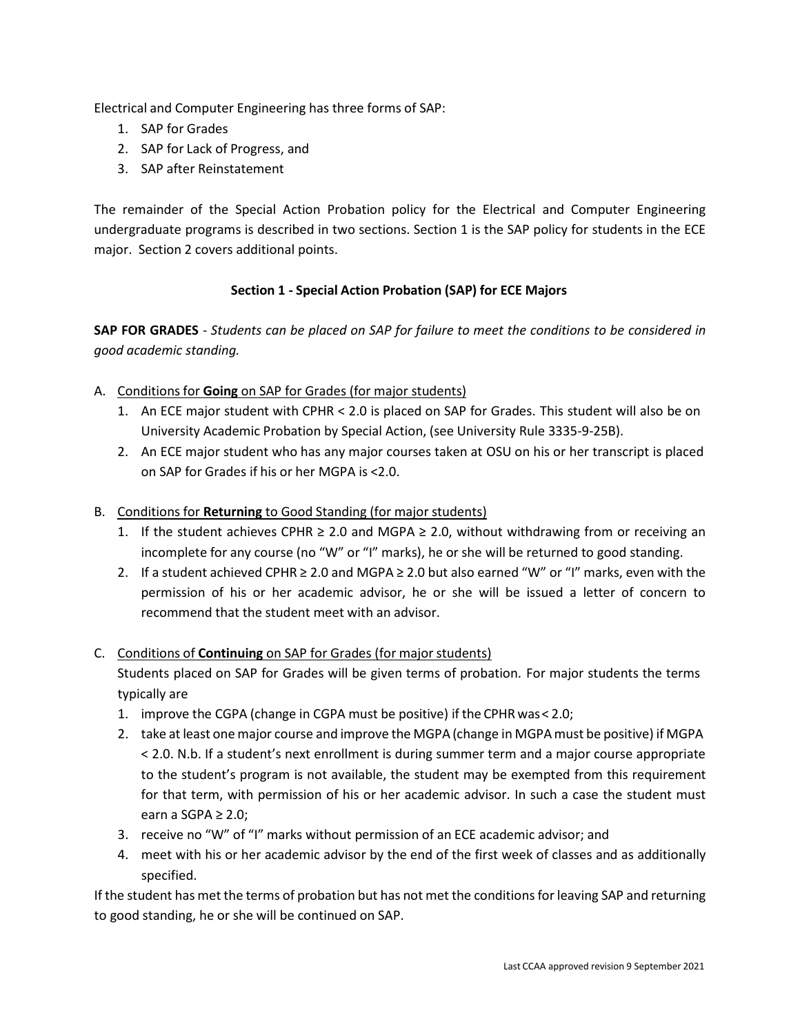Electrical and Computer Engineering has three forms of SAP:

1. SAP for Grades
2. SAP for Lack of Progress, and
3. SAP after Reinstatement

The remainder of the Special Action Probation policy for the Electrical and Computer Engineering undergraduate programs is described in two sections. Section 1 is the SAP policy for students in the ECE major. Section 2 covers additional points.

## Section 1 - Special Action Probation (SAP) for ECE Majors

**SAP FOR GRADES** - *Students can be placed on SAP for failure to meet the conditions to be considered in good academic standing.*

A. <u>Conditions for **Going** on SAP for Grades (for major students)</u>
   1. An ECE major student with CPHR < 2.0 is placed on SAP for Grades. This student will also be on University Academic Probation by Special Action, (see University Rule 3335-9-25B).
   2. An ECE major student who has any major courses taken at OSU on his or her transcript is placed on SAP for Grades if his or her MGPA is <2.0.

B. <u>Conditions for **Returning** to Good Standing (for major students)</u>
   1. If the student achieves CPHR ≥ 2.0 and MGPA ≥ 2.0, without withdrawing from or receiving an incomplete for any course (no "W" or "I" marks), he or she will be returned to good standing.
   2. If a student achieved CPHR ≥ 2.0 and MGPA ≥ 2.0 but also earned "W" or "I" marks, even with the permission of his or her academic advisor, he or she will be issued a letter of concern to recommend that the student meet with an advisor.

C. <u>Conditions of **Continuing** on SAP for Grades (for major students)</u>

   Students placed on SAP for Grades will be given terms of probation. For major students the terms typically are

   1. improve the CGPA (change in CGPA must be positive) if the CPHR was < 2.0;
   2. take at least one major course and improve the MGPA (change in MGPA must be positive) if MGPA < 2.0. N.b. If a student's next enrollment is during summer term and a major course appropriate to the student's program is not available, the student may be exempted from this requirement for that term, with permission of his or her academic advisor. In such a case the student must earn a SGPA ≥ 2.0;
   3. receive no "W" of "I" marks without permission of an ECE academic advisor; and
   4. meet with his or her academic advisor by the end of the first week of classes and as additionally specified.

If the student has met the terms of probation but has not met the conditions for leaving SAP and returning to good standing, he or she will be continued on SAP.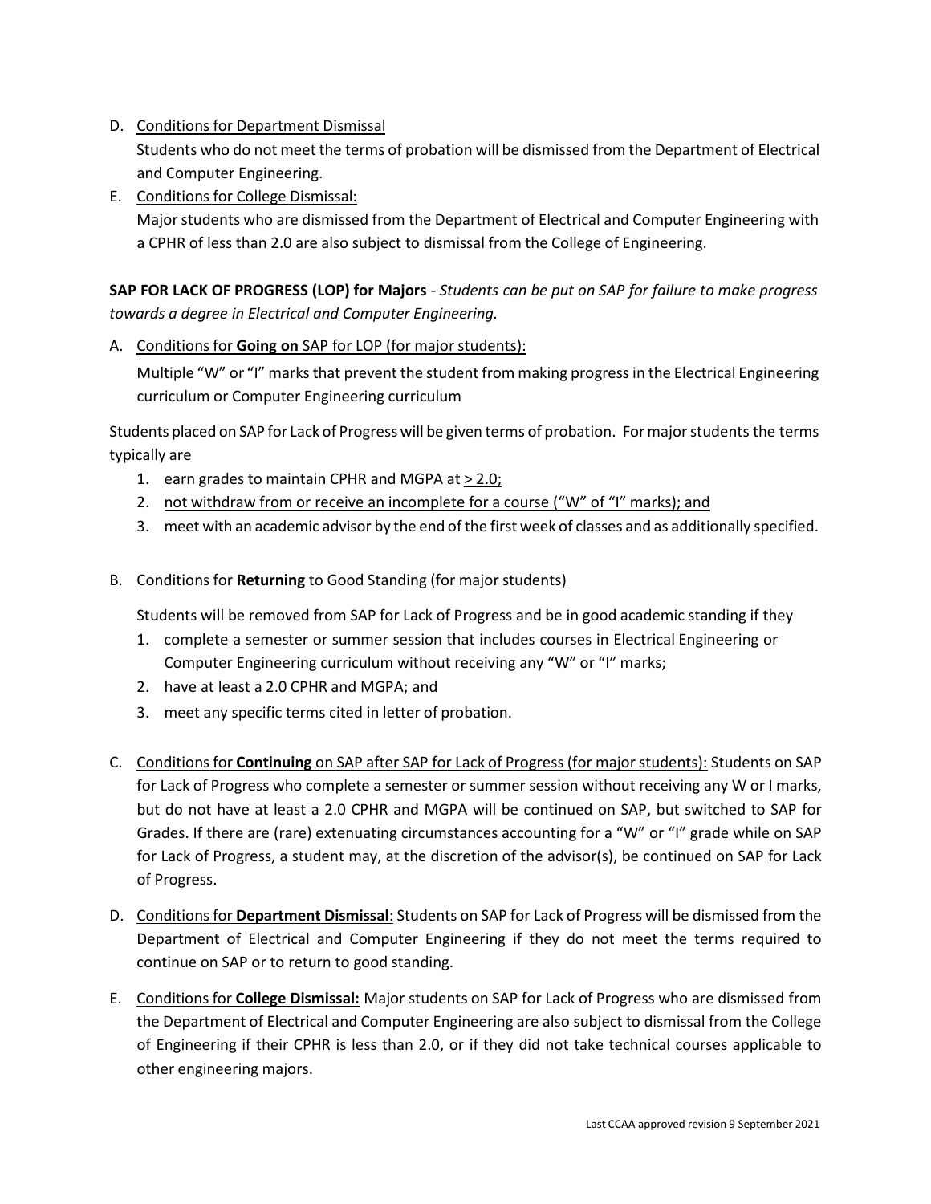D. <u>Conditions for Department Dismissal</u>

   Students who do not meet the terms of probation will be dismissed from the Department of Electrical and Computer Engineering.

E. <u>Conditions for College Dismissal:</u>

   Major students who are dismissed from the Department of Electrical and Computer Engineering with a CPHR of less than 2.0 are also subject to dismissal from the College of Engineering.

**SAP FOR LACK OF PROGRESS (LOP) for Majors** - *Students can be put on SAP for failure to make progress towards a degree in Electrical and Computer Engineering.*

A. <u>Conditions for **Going on** SAP for LOP (for major students):</u>

   Multiple "W" or "I" marks that prevent the student from making progress in the Electrical Engineering curriculum or Computer Engineering curriculum

Students placed on SAP for Lack of Progress will be given terms of probation. For major students the terms typically are

1. earn grades to maintain CPHR and MGPA at <u>> 2.0;</u>
2. <u>not withdraw from or receive an incomplete for a course ("W" of "I" marks); and</u>
3. meet with an academic advisor by the end of the first week of classes and as additionally specified.

B. <u>Conditions for **Returning** to Good Standing (for major students)</u>

   Students will be removed from SAP for Lack of Progress and be in good academic standing if they

   1. complete a semester or summer session that includes courses in Electrical Engineering or Computer Engineering curriculum without receiving any "W" or "I" marks;
   2. have at least a 2.0 CPHR and MGPA; and
   3. meet any specific terms cited in letter of probation.

C. <u>Conditions for **Continuing** on SAP after SAP for Lack of Progress (for major students):</u> Students on SAP for Lack of Progress who complete a semester or summer session without receiving any W or I marks, but do not have at least a 2.0 CPHR and MGPA will be continued on SAP, but switched to SAP for Grades. If there are (rare) extenuating circumstances accounting for a "W" or "I" grade while on SAP for Lack of Progress, a student may, at the discretion of the advisor(s), be continued on SAP for Lack of Progress.

D. <u>Conditions for **Department Dismissal**</u>: Students on SAP for Lack of Progress will be dismissed from the Department of Electrical and Computer Engineering if they do not meet the terms required to continue on SAP or to return to good standing.

E. <u>Conditions for **College Dismissal:**</u> Major students on SAP for Lack of Progress who are dismissed from the Department of Electrical and Computer Engineering are also subject to dismissal from the College of Engineering if their CPHR is less than 2.0, or if they did not take technical courses applicable to other engineering majors.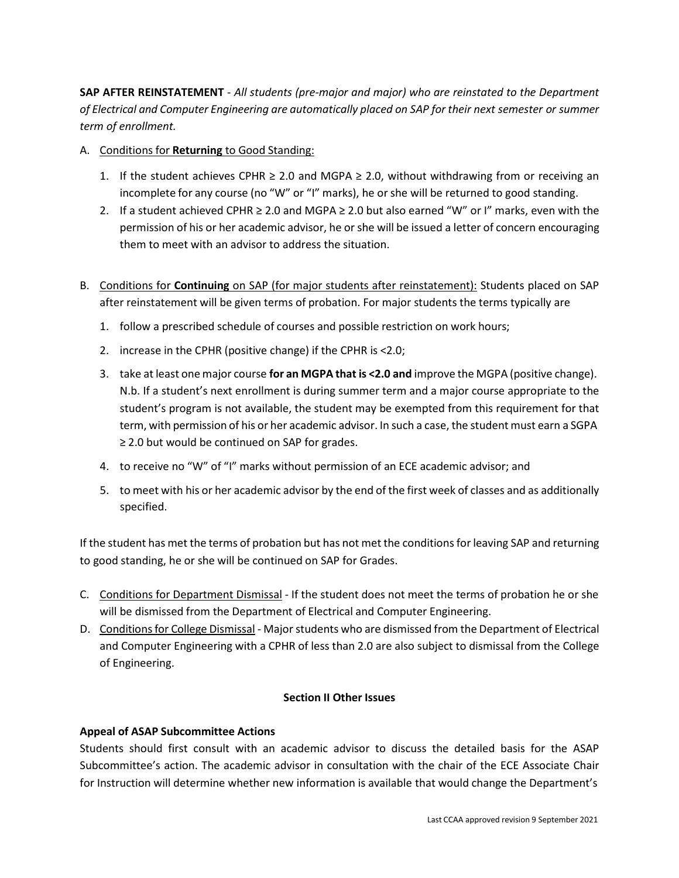**SAP AFTER REINSTATEMENT** - *All students (pre-major and major) who are reinstated to the Department of Electrical and Computer Engineering are automatically placed on SAP for their next semester or summer term of enrollment.*

A. Conditions for **Returning** to Good Standing:

1. If the student achieves CPHR ≥ 2.0 and MGPA ≥ 2.0, without withdrawing from or receiving an incomplete for any course (no "W" or "I" marks), he or she will be returned to good standing.
2. If a student achieved CPHR ≥ 2.0 and MGPA ≥ 2.0 but also earned "W" or I" marks, even with the permission of his or her academic advisor, he or she will be issued a letter of concern encouraging them to meet with an advisor to address the situation.

B. Conditions for **Continuing** on SAP (for major students after reinstatement): Students placed on SAP after reinstatement will be given terms of probation. For major students the terms typically are

1. follow a prescribed schedule of courses and possible restriction on work hours;
2. increase in the CPHR (positive change) if the CPHR is <2.0;
3. take at least one major course **for an MGPA that is <2.0 and** improve the MGPA (positive change). N.b. If a student's next enrollment is during summer term and a major course appropriate to the student's program is not available, the student may be exempted from this requirement for that term, with permission of his or her academic advisor. In such a case, the student must earn a SGPA ≥ 2.0 but would be continued on SAP for grades.
4. to receive no "W" of "I" marks without permission of an ECE academic advisor; and
5. to meet with his or her academic advisor by the end of the first week of classes and as additionally specified.

If the student has met the terms of probation but has not met the conditions for leaving SAP and returning to good standing, he or she will be continued on SAP for Grades.

C. Conditions for Department Dismissal - If the student does not meet the terms of probation he or she will be dismissed from the Department of Electrical and Computer Engineering.

D. Conditions for College Dismissal - Major students who are dismissed from the Department of Electrical and Computer Engineering with a CPHR of less than 2.0 are also subject to dismissal from the College of Engineering.

## Section II Other Issues

**Appeal of ASAP Subcommittee Actions**

Students should first consult with an academic advisor to discuss the detailed basis for the ASAP Subcommittee's action. The academic advisor in consultation with the chair of the ECE Associate Chair for Instruction will determine whether new information is available that would change the Department's

Last CCAA approved revision 9 September 2021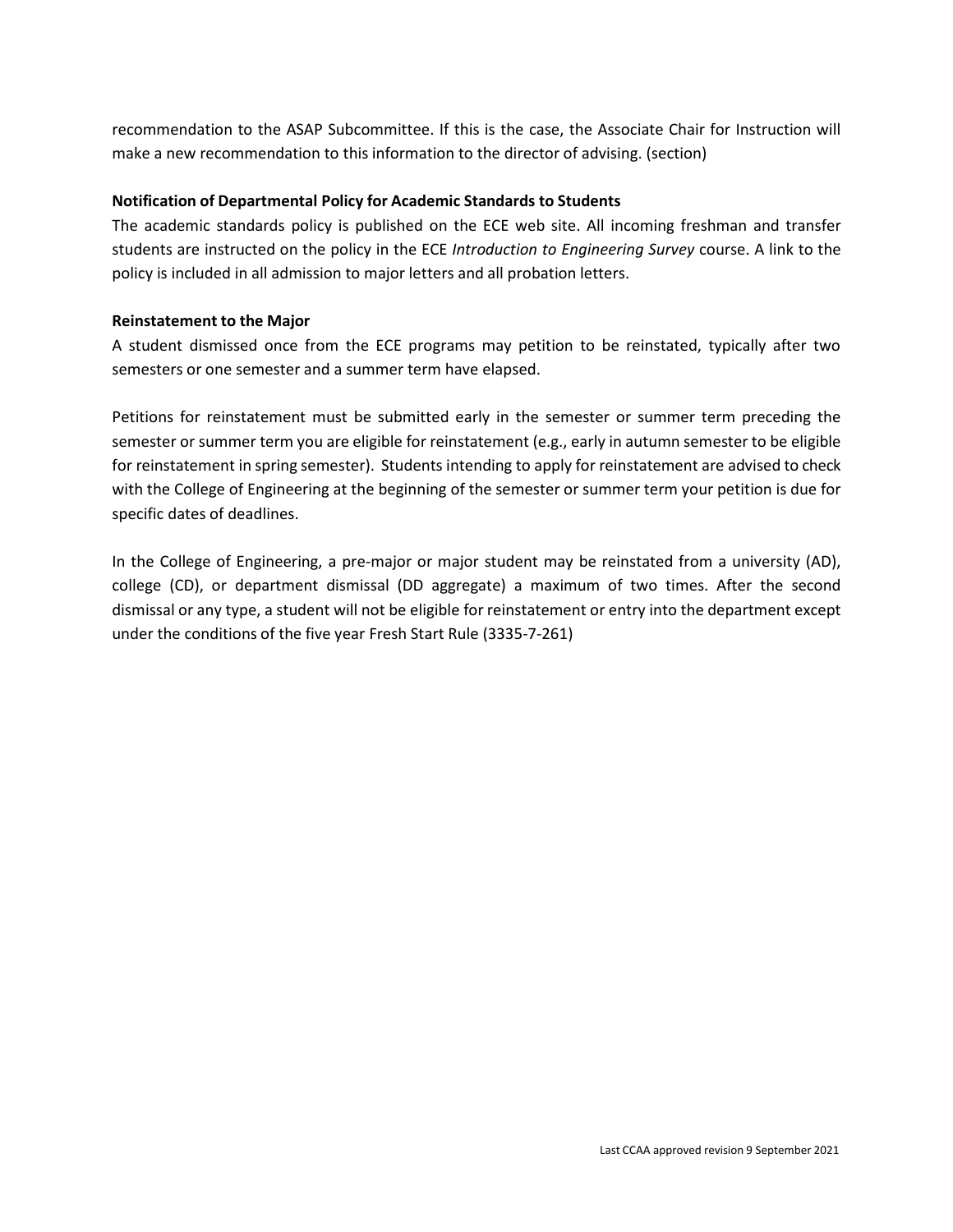recommendation to the ASAP Subcommittee. If this is the case, the Associate Chair for Instruction will make a new recommendation to this information to the director of advising. (section)

**Notification of Departmental Policy for Academic Standards to Students**

The academic standards policy is published on the ECE web site. All incoming freshman and transfer students are instructed on the policy in the ECE *Introduction to Engineering Survey* course. A link to the policy is included in all admission to major letters and all probation letters.

**Reinstatement to the Major**

A student dismissed once from the ECE programs may petition to be reinstated, typically after two semesters or one semester and a summer term have elapsed.

Petitions for reinstatement must be submitted early in the semester or summer term preceding the semester or summer term you are eligible for reinstatement (e.g., early in autumn semester to be eligible for reinstatement in spring semester). Students intending to apply for reinstatement are advised to check with the College of Engineering at the beginning of the semester or summer term your petition is due for specific dates of deadlines.

In the College of Engineering, a pre-major or major student may be reinstated from a university (AD), college (CD), or department dismissal (DD aggregate) a maximum of two times. After the second dismissal or any type, a student will not be eligible for reinstatement or entry into the department except under the conditions of the five year Fresh Start Rule (3335-7-261)

Last CCAA approved revision 9 September 2021